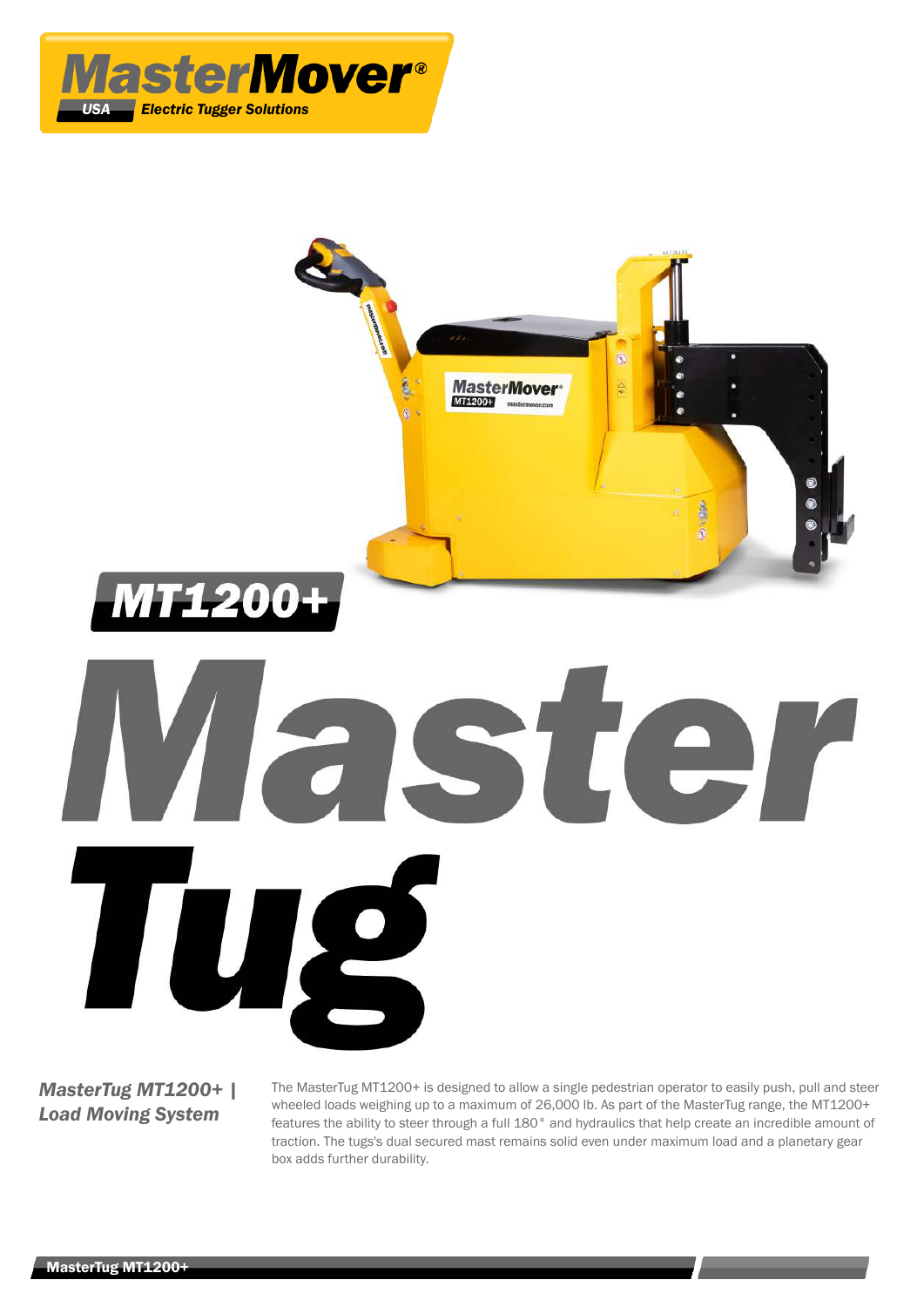MasterMover®
USA Electric Tugger Solutions

# MT1200+

# Master Tug

**_MasterTug MT1200+ | Load Moving System_**

The MasterTug MT1200+ is designed to allow a single pedestrian operator to easily push, pull and steer wheeled loads weighing up to a maximum of 26,000 lb. As part of the MasterTug range, the MT1200+ features the ability to steer through a full 180° and hydraulics that help create an incredible amount of traction. The tugs's dual secured mast remains solid even under maximum load and a planetary gear box adds further durability.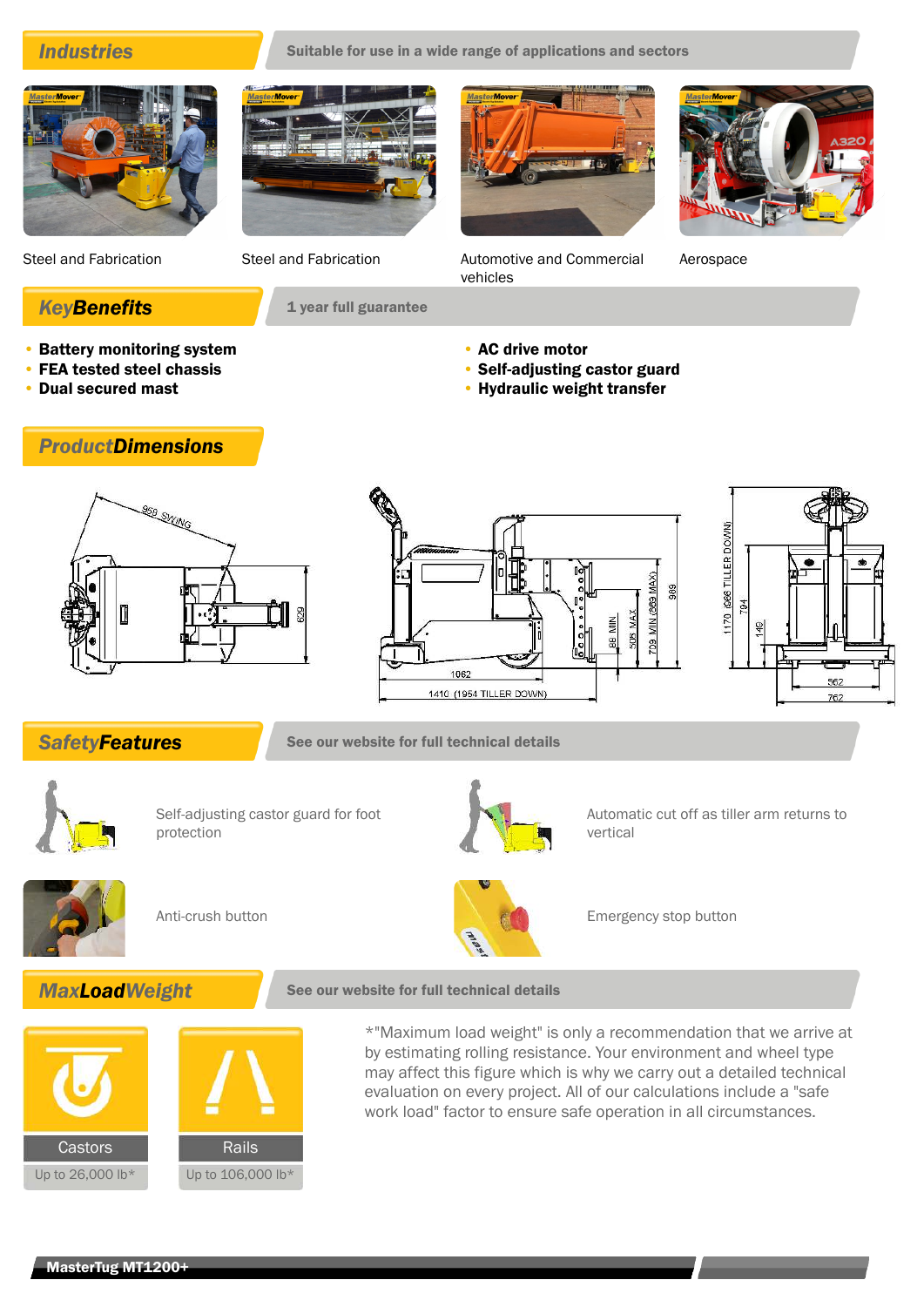## Industries

Suitable for use in a wide range of applications and sectors

Steel and Fabrication

Steel and Fabrication

Automotive and Commercial vehicles

Aerospace

## KeyBenefits

1 year full guarantee

- **Battery monitoring system**
- **FEA tested steel chassis**
- **Dual secured mast**
- **AC drive motor**
- **Self-adjusting castor guard**
- **Hydraulic weight transfer**

## ProductDimensions

958 SWING

629

1062

1410 (1954 TILLER DOWN)

88 MIN

508 MAX

709 MIN (869 MAX)

989

1170 (966 TILLER DOWN)

794

140

562

762

## SafetyFeatures

See our website for full technical details

Self-adjusting castor guard for foot protection

Automatic cut off as tiller arm returns to vertical

Anti-crush button

Emergency stop button

## MaxLoadWeight

See our website for full technical details

| Castors | Rails |
|---|---|
| Up to 26,000 lb* | Up to 106,000 lb* |

*"Maximum load weight" is only a recommendation that we arrive at by estimating rolling resistance. Your environment and wheel type may affect this figure which is why we carry out a detailed technical evaluation on every project. All of our calculations include a "safe work load" factor to ensure safe operation in all circumstances.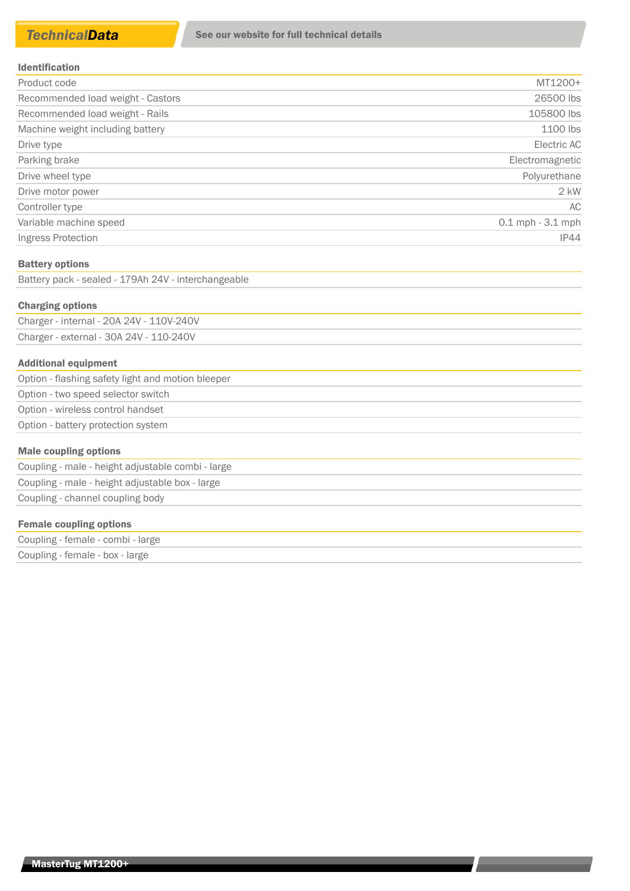# TechnicalData

See our website for full technical details

## Identification

| | |
|---|---|
| Product code | MT1200+ |
| Recommended load weight - Castors | 26500 lbs |
| Recommended load weight - Rails | 105800 lbs |
| Machine weight including battery | 1100 lbs |
| Drive type | Electric AC |
| Parking brake | Electromagnetic |
| Drive wheel type | Polyurethane |
| Drive motor power | 2 kW |
| Controller type | AC |
| Variable machine speed | 0.1 mph - 3.1 mph |
| Ingress Protection | IP44 |

## Battery options

- Battery pack - sealed - 179Ah 24V - interchangeable

## Charging options

- Charger - internal - 20A 24V - 110V-240V
- Charger - external - 30A 24V - 110-240V

## Additional equipment

- Option - flashing safety light and motion bleeper
- Option - two speed selector switch
- Option - wireless control handset
- Option - battery protection system

## Male coupling options

- Coupling - male - height adjustable combi - large
- Coupling - male - height adjustable box - large
- Coupling - channel coupling body

## Female coupling options

- Coupling - female - combi - large
- Coupling - female - box - large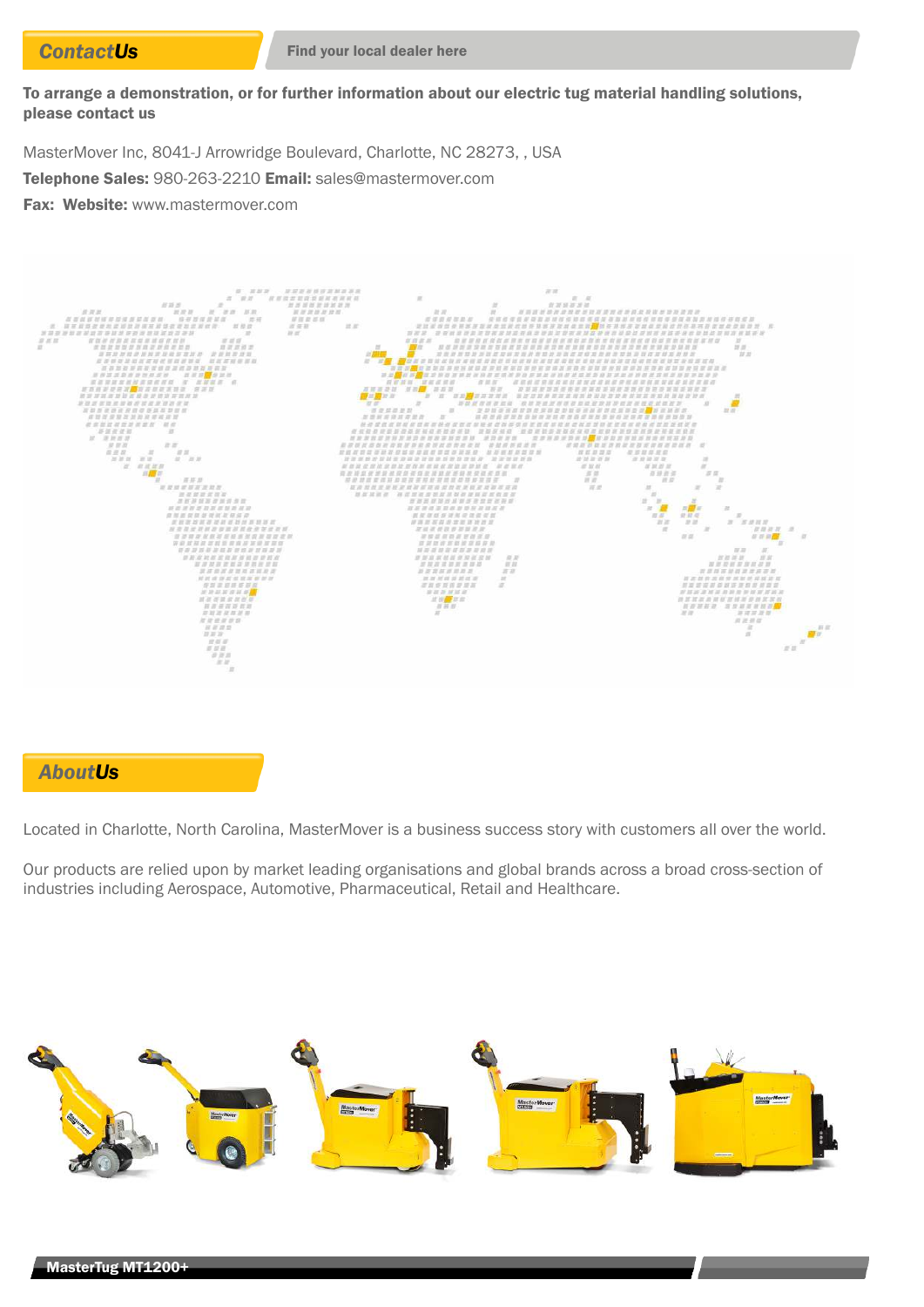## *Contact*Us

Find your local dealer here

**To arrange a demonstration, or for further information about our electric tug material handling solutions, please contact us**

MasterMover Inc, 8041-J Arrowridge Boulevard, Charlotte, NC 28273, , USA

**Telephone Sales:** 980-263-2210 **Email:** sales@mastermover.com

**Fax:** **Website:** www.mastermover.com

## *About*Us

Located in Charlotte, North Carolina, MasterMover is a business success story with customers all over the world.

Our products are relied upon by market leading organisations and global brands across a broad cross-section of industries including Aerospace, Automotive, Pharmaceutical, Retail and Healthcare.